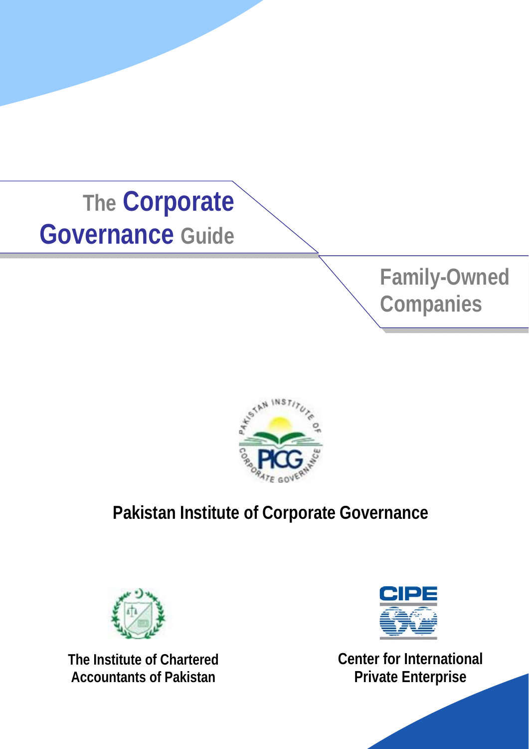# The Corporate Governance Guide

## Family-Owned Companies

PAKISTAN INSTITUTE OF CORPORATE GOVERNANCE

PICG

**Pakistan Institute of Corporate Governance**

**The Institute of Chartered Accountants of Pakistan**

CIPE

**Center for International Private Enterprise**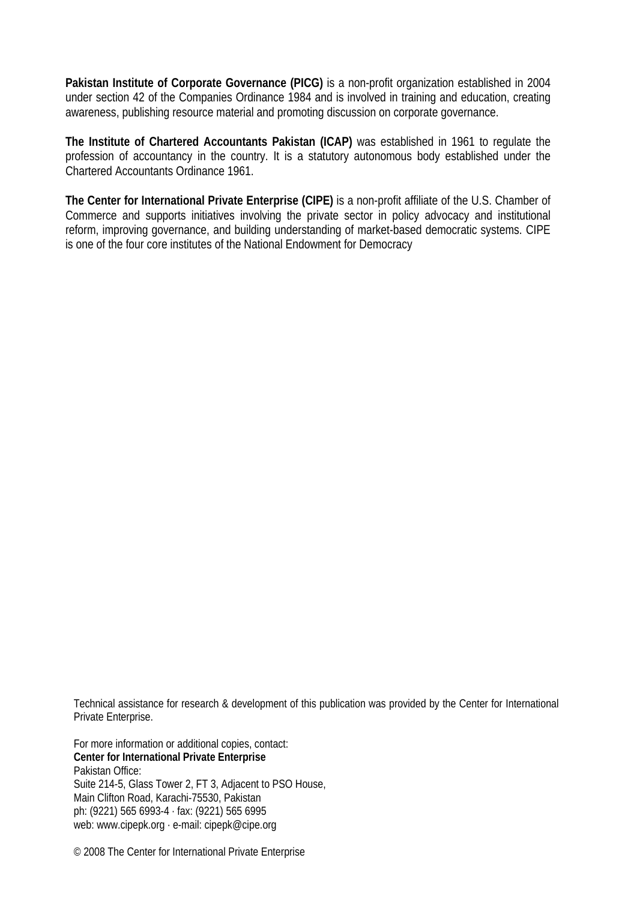**Pakistan Institute of Corporate Governance (PICG)** is a non-profit organization established in 2004 under section 42 of the Companies Ordinance 1984 and is involved in training and education, creating awareness, publishing resource material and promoting discussion on corporate governance.

**The Institute of Chartered Accountants Pakistan (ICAP)** was established in 1961 to regulate the profession of accountancy in the country. It is a statutory autonomous body established under the Chartered Accountants Ordinance 1961.

**The Center for International Private Enterprise (CIPE)** is a non-profit affiliate of the U.S. Chamber of Commerce and supports initiatives involving the private sector in policy advocacy and institutional reform, improving governance, and building understanding of market-based democratic systems. CIPE is one of the four core institutes of the National Endowment for Democracy

Technical assistance for research & development of this publication was provided by the Center for International Private Enterprise.

For more information or additional copies, contact:
**Center for International Private Enterprise**
Pakistan Office:
Suite 214-5, Glass Tower 2, FT 3, Adjacent to PSO House,
Main Clifton Road, Karachi-75530, Pakistan
ph: (9221) 565 6993-4 · fax: (9221) 565 6995
web: www.cipepk.org · e-mail: cipepk@cipe.org

© 2008 The Center for International Private Enterprise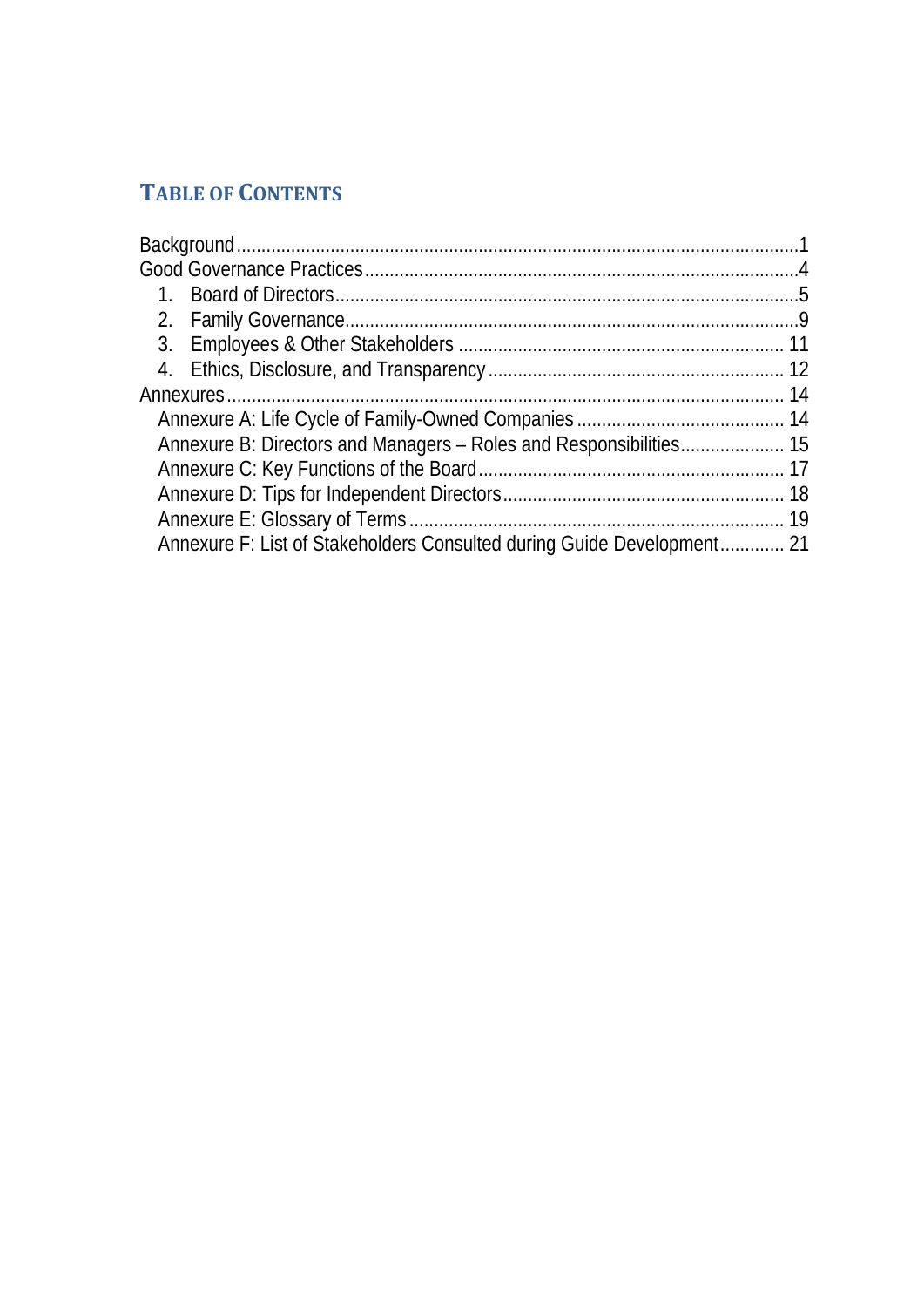## TABLE OF CONTENTS

Background ........................................................................................................ 1
Good Governance Practices ................................................................................. 4
1. Board of Directors ........................................................................................ 5
2. Family Governance ....................................................................................... 9
3. Employees & Other Stakeholders ............................................................... 11
4. Ethics, Disclosure, and Transparency ......................................................... 12
Annexures ......................................................................................................... 14
Annexure A: Life Cycle of Family-Owned Companies ......................................... 14
Annexure B: Directors and Managers – Roles and Responsibilities .................... 15
Annexure C: Key Functions of the Board ........................................................... 17
Annexure D: Tips for Independent Directors ..................................................... 18
Annexure E: Glossary of Terms ......................................................................... 19
Annexure F: List of Stakeholders Consulted during Guide Development ............ 21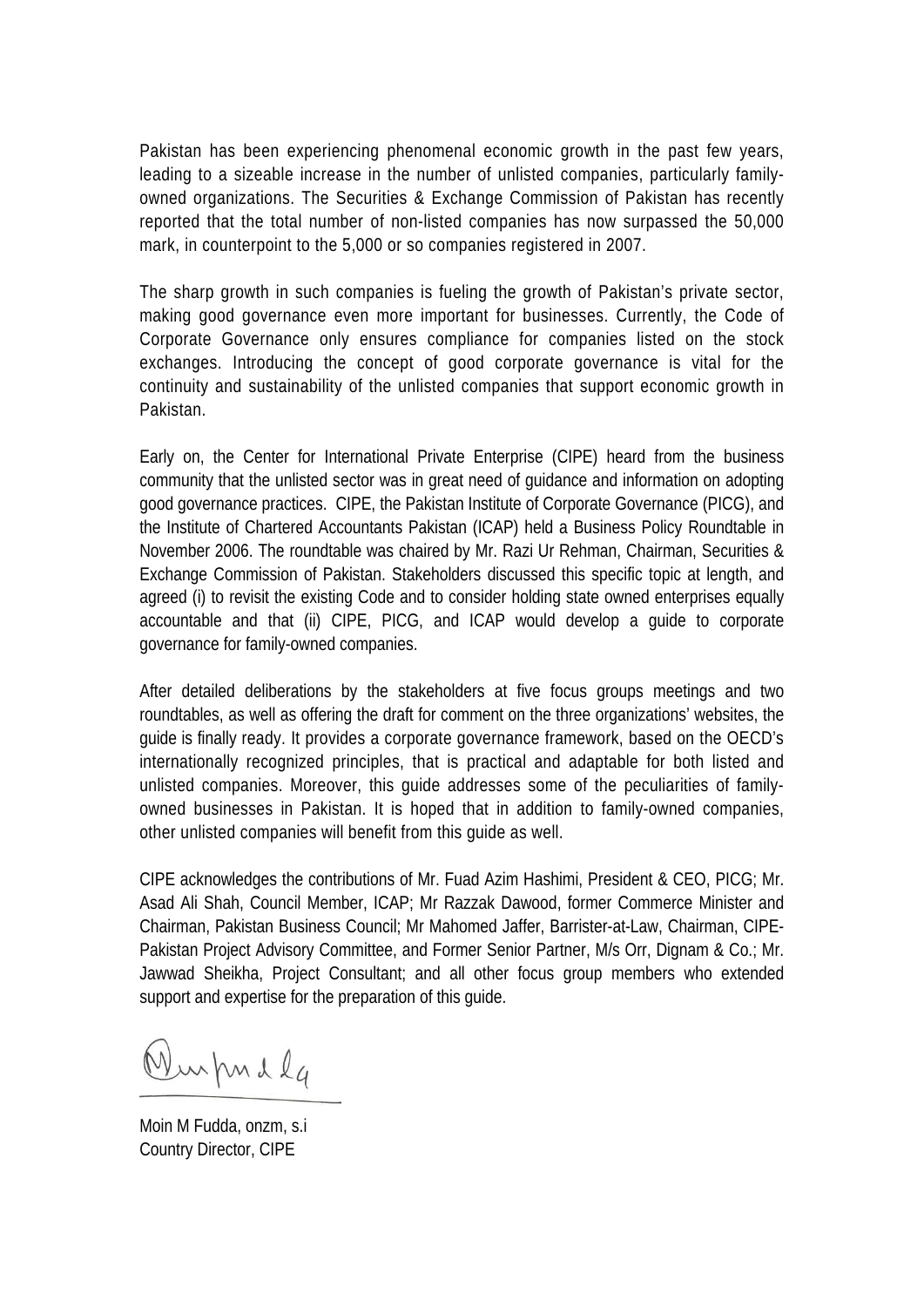Pakistan has been experiencing phenomenal economic growth in the past few years, leading to a sizeable increase in the number of unlisted companies, particularly family-owned organizations. The Securities & Exchange Commission of Pakistan has recently reported that the total number of non-listed companies has now surpassed the 50,000 mark, in counterpoint to the 5,000 or so companies registered in 2007.

The sharp growth in such companies is fueling the growth of Pakistan's private sector, making good governance even more important for businesses. Currently, the Code of Corporate Governance only ensures compliance for companies listed on the stock exchanges. Introducing the concept of good corporate governance is vital for the continuity and sustainability of the unlisted companies that support economic growth in Pakistan.

Early on, the Center for International Private Enterprise (CIPE) heard from the business community that the unlisted sector was in great need of guidance and information on adopting good governance practices. CIPE, the Pakistan Institute of Corporate Governance (PICG), and the Institute of Chartered Accountants Pakistan (ICAP) held a Business Policy Roundtable in November 2006. The roundtable was chaired by Mr. Razi Ur Rehman, Chairman, Securities & Exchange Commission of Pakistan. Stakeholders discussed this specific topic at length, and agreed (i) to revisit the existing Code and to consider holding state owned enterprises equally accountable and that (ii) CIPE, PICG, and ICAP would develop a guide to corporate governance for family-owned companies.

After detailed deliberations by the stakeholders at five focus groups meetings and two roundtables, as well as offering the draft for comment on the three organizations' websites, the guide is finally ready. It provides a corporate governance framework, based on the OECD's internationally recognized principles, that is practical and adaptable for both listed and unlisted companies. Moreover, this guide addresses some of the peculiarities of family-owned businesses in Pakistan. It is hoped that in addition to family-owned companies, other unlisted companies will benefit from this guide as well.

CIPE acknowledges the contributions of Mr. Fuad Azim Hashimi, President & CEO, PICG; Mr. Asad Ali Shah, Council Member, ICAP; Mr Razzak Dawood, former Commerce Minister and Chairman, Pakistan Business Council; Mr Mahomed Jaffer, Barrister-at-Law, Chairman, CIPE-Pakistan Project Advisory Committee, and Former Senior Partner, M/s Orr, Dignam & Co.; Mr. Jawwad Sheikha, Project Consultant; and all other focus group members who extended support and expertise for the preparation of this guide.

Moin M Fudda, onzm, s.i  
Country Director, CIPE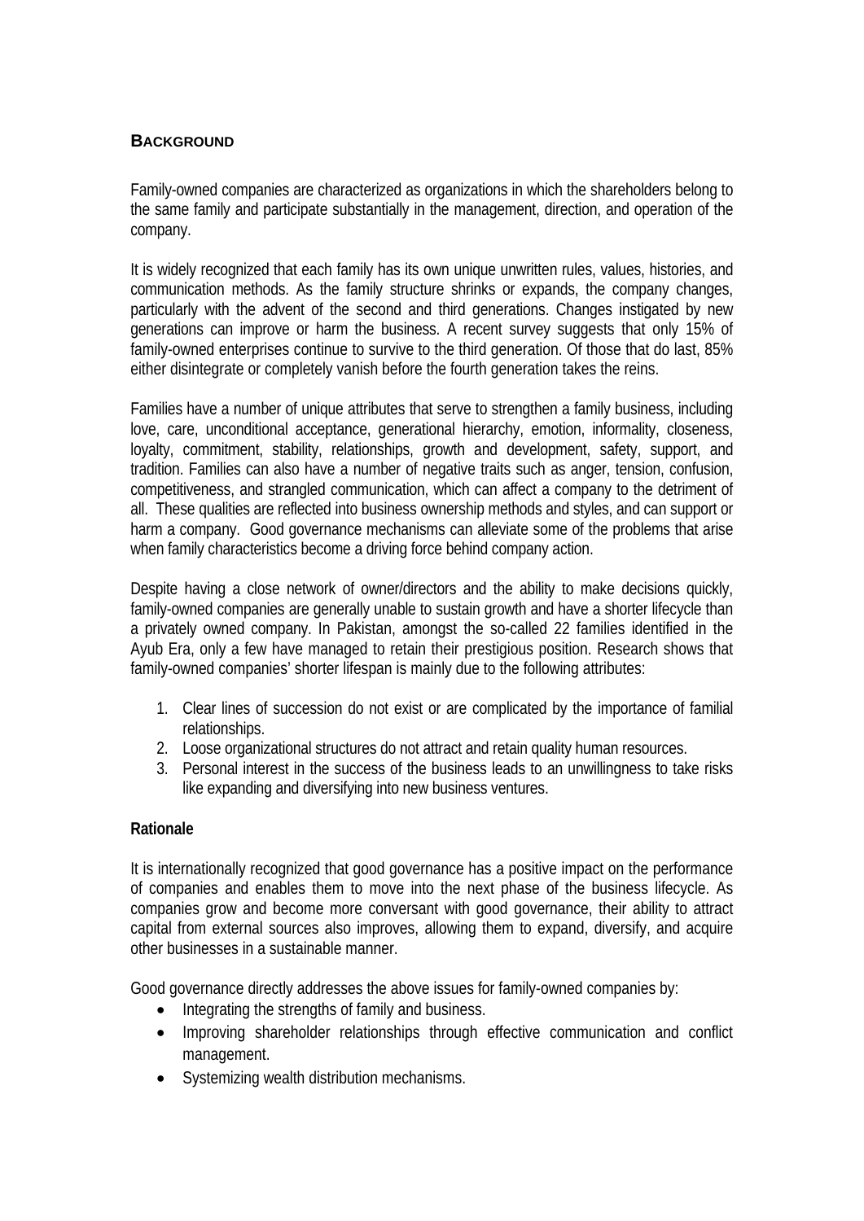## BACKGROUND

Family-owned companies are characterized as organizations in which the shareholders belong to the same family and participate substantially in the management, direction, and operation of the company.

It is widely recognized that each family has its own unique unwritten rules, values, histories, and communication methods. As the family structure shrinks or expands, the company changes, particularly with the advent of the second and third generations. Changes instigated by new generations can improve or harm the business. A recent survey suggests that only 15% of family-owned enterprises continue to survive to the third generation. Of those that do last, 85% either disintegrate or completely vanish before the fourth generation takes the reins.

Families have a number of unique attributes that serve to strengthen a family business, including love, care, unconditional acceptance, generational hierarchy, emotion, informality, closeness, loyalty, commitment, stability, relationships, growth and development, safety, support, and tradition. Families can also have a number of negative traits such as anger, tension, confusion, competitiveness, and strangled communication, which can affect a company to the detriment of all. These qualities are reflected into business ownership methods and styles, and can support or harm a company. Good governance mechanisms can alleviate some of the problems that arise when family characteristics become a driving force behind company action.

Despite having a close network of owner/directors and the ability to make decisions quickly, family-owned companies are generally unable to sustain growth and have a shorter lifecycle than a privately owned company. In Pakistan, amongst the so-called 22 families identified in the Ayub Era, only a few have managed to retain their prestigious position. Research shows that family-owned companies' shorter lifespan is mainly due to the following attributes:

1. Clear lines of succession do not exist or are complicated by the importance of familial relationships.
2. Loose organizational structures do not attract and retain quality human resources.
3. Personal interest in the success of the business leads to an unwillingness to take risks like expanding and diversifying into new business ventures.

### Rationale

It is internationally recognized that good governance has a positive impact on the performance of companies and enables them to move into the next phase of the business lifecycle. As companies grow and become more conversant with good governance, their ability to attract capital from external sources also improves, allowing them to expand, diversify, and acquire other businesses in a sustainable manner.

Good governance directly addresses the above issues for family-owned companies by:

- Integrating the strengths of family and business.
- Improving shareholder relationships through effective communication and conflict management.
- Systemizing wealth distribution mechanisms.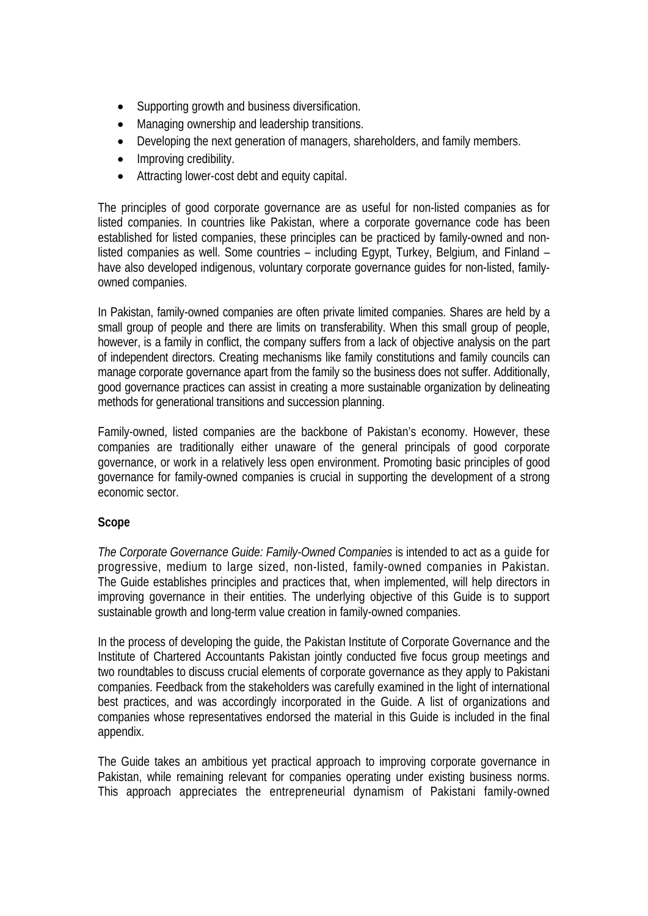- Supporting growth and business diversification.
- Managing ownership and leadership transitions.
- Developing the next generation of managers, shareholders, and family members.
- Improving credibility.
- Attracting lower-cost debt and equity capital.

The principles of good corporate governance are as useful for non-listed companies as for listed companies. In countries like Pakistan, where a corporate governance code has been established for listed companies, these principles can be practiced by family-owned and non-listed companies as well. Some countries – including Egypt, Turkey, Belgium, and Finland – have also developed indigenous, voluntary corporate governance guides for non-listed, family-owned companies.

In Pakistan, family-owned companies are often private limited companies. Shares are held by a small group of people and there are limits on transferability. When this small group of people, however, is a family in conflict, the company suffers from a lack of objective analysis on the part of independent directors. Creating mechanisms like family constitutions and family councils can manage corporate governance apart from the family so the business does not suffer. Additionally, good governance practices can assist in creating a more sustainable organization by delineating methods for generational transitions and succession planning.

Family-owned, listed companies are the backbone of Pakistan's economy. However, these companies are traditionally either unaware of the general principals of good corporate governance, or work in a relatively less open environment. Promoting basic principles of good governance for family-owned companies is crucial in supporting the development of a strong economic sector.

**Scope**

*The Corporate Governance Guide: Family-Owned Companies* is intended to act as a guide for progressive, medium to large sized, non-listed, family-owned companies in Pakistan. The Guide establishes principles and practices that, when implemented, will help directors in improving governance in their entities. The underlying objective of this Guide is to support sustainable growth and long-term value creation in family-owned companies.

In the process of developing the guide, the Pakistan Institute of Corporate Governance and the Institute of Chartered Accountants Pakistan jointly conducted five focus group meetings and two roundtables to discuss crucial elements of corporate governance as they apply to Pakistani companies. Feedback from the stakeholders was carefully examined in the light of international best practices, and was accordingly incorporated in the Guide. A list of organizations and companies whose representatives endorsed the material in this Guide is included in the final appendix.

The Guide takes an ambitious yet practical approach to improving corporate governance in Pakistan, while remaining relevant for companies operating under existing business norms. This approach appreciates the entrepreneurial dynamism of Pakistani family-owned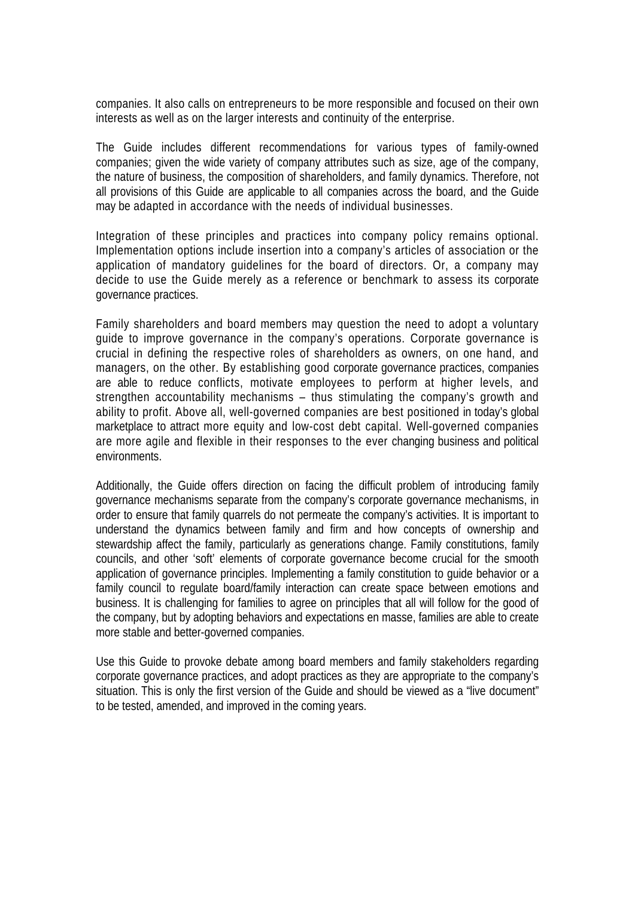companies. It also calls on entrepreneurs to be more responsible and focused on their own interests as well as on the larger interests and continuity of the enterprise.

The Guide includes different recommendations for various types of family-owned companies; given the wide variety of company attributes such as size, age of the company, the nature of business, the composition of shareholders, and family dynamics. Therefore, not all provisions of this Guide are applicable to all companies across the board, and the Guide may be adapted in accordance with the needs of individual businesses.

Integration of these principles and practices into company policy remains optional. Implementation options include insertion into a company's articles of association or the application of mandatory guidelines for the board of directors. Or, a company may decide to use the Guide merely as a reference or benchmark to assess its corporate governance practices.

Family shareholders and board members may question the need to adopt a voluntary guide to improve governance in the company's operations. Corporate governance is crucial in defining the respective roles of shareholders as owners, on one hand, and managers, on the other. By establishing good corporate governance practices, companies are able to reduce conflicts, motivate employees to perform at higher levels, and strengthen accountability mechanisms – thus stimulating the company's growth and ability to profit. Above all, well-governed companies are best positioned in today's global marketplace to attract more equity and low-cost debt capital. Well-governed companies are more agile and flexible in their responses to the ever changing business and political environments.

Additionally, the Guide offers direction on facing the difficult problem of introducing family governance mechanisms separate from the company's corporate governance mechanisms, in order to ensure that family quarrels do not permeate the company's activities. It is important to understand the dynamics between family and firm and how concepts of ownership and stewardship affect the family, particularly as generations change. Family constitutions, family councils, and other 'soft' elements of corporate governance become crucial for the smooth application of governance principles. Implementing a family constitution to guide behavior or a family council to regulate board/family interaction can create space between emotions and business. It is challenging for families to agree on principles that all will follow for the good of the company, but by adopting behaviors and expectations en masse, families are able to create more stable and better-governed companies.

Use this Guide to provoke debate among board members and family stakeholders regarding corporate governance practices, and adopt practices as they are appropriate to the company's situation. This is only the first version of the Guide and should be viewed as a "live document" to be tested, amended, and improved in the coming years.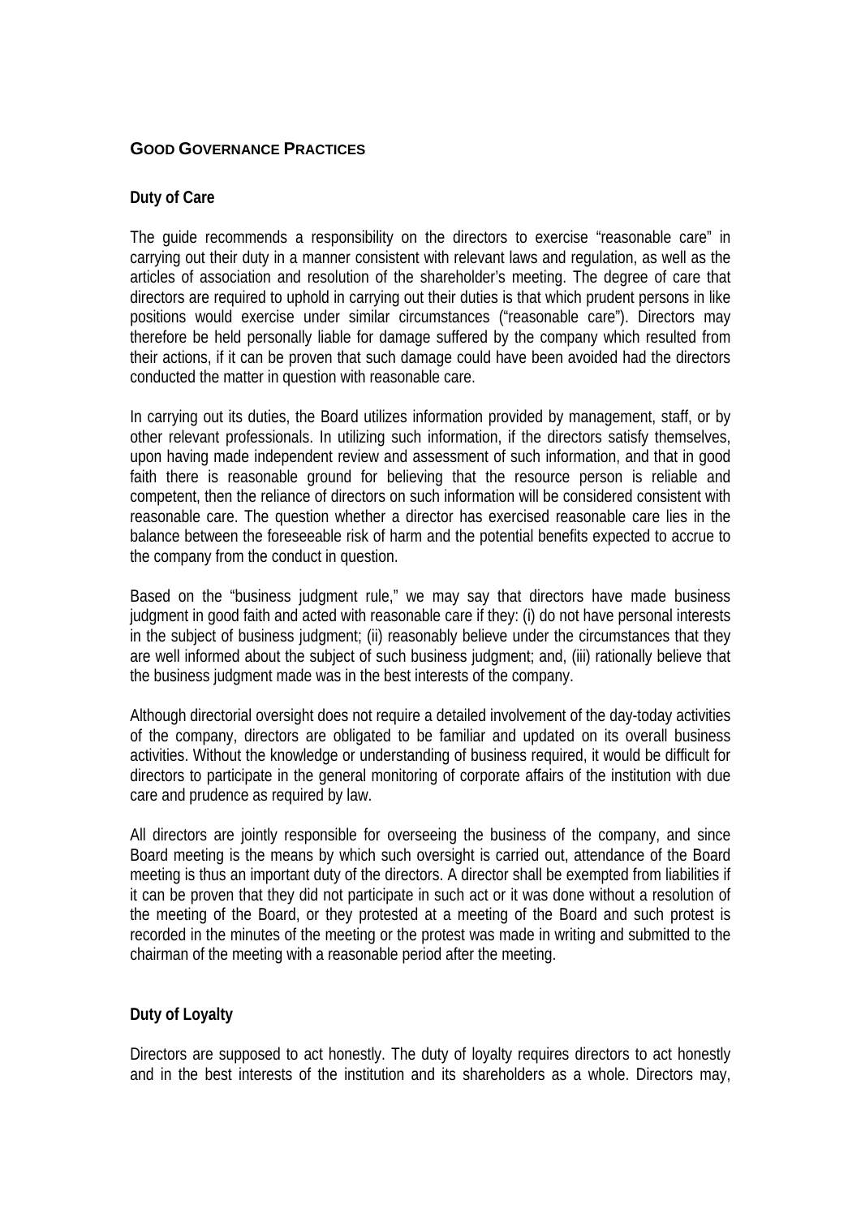## GOOD GOVERNANCE PRACTICES

### Duty of Care

The guide recommends a responsibility on the directors to exercise "reasonable care" in carrying out their duty in a manner consistent with relevant laws and regulation, as well as the articles of association and resolution of the shareholder's meeting. The degree of care that directors are required to uphold in carrying out their duties is that which prudent persons in like positions would exercise under similar circumstances ("reasonable care"). Directors may therefore be held personally liable for damage suffered by the company which resulted from their actions, if it can be proven that such damage could have been avoided had the directors conducted the matter in question with reasonable care.

In carrying out its duties, the Board utilizes information provided by management, staff, or by other relevant professionals. In utilizing such information, if the directors satisfy themselves, upon having made independent review and assessment of such information, and that in good faith there is reasonable ground for believing that the resource person is reliable and competent, then the reliance of directors on such information will be considered consistent with reasonable care. The question whether a director has exercised reasonable care lies in the balance between the foreseeable risk of harm and the potential benefits expected to accrue to the company from the conduct in question.

Based on the "business judgment rule," we may say that directors have made business judgment in good faith and acted with reasonable care if they: (i) do not have personal interests in the subject of business judgment; (ii) reasonably believe under the circumstances that they are well informed about the subject of such business judgment; and, (iii) rationally believe that the business judgment made was in the best interests of the company.

Although directorial oversight does not require a detailed involvement of the day-today activities of the company, directors are obligated to be familiar and updated on its overall business activities. Without the knowledge or understanding of business required, it would be difficult for directors to participate in the general monitoring of corporate affairs of the institution with due care and prudence as required by law.

All directors are jointly responsible for overseeing the business of the company, and since Board meeting is the means by which such oversight is carried out, attendance of the Board meeting is thus an important duty of the directors. A director shall be exempted from liabilities if it can be proven that they did not participate in such act or it was done without a resolution of the meeting of the Board, or they protested at a meeting of the Board and such protest is recorded in the minutes of the meeting or the protest was made in writing and submitted to the chairman of the meeting with a reasonable period after the meeting.

### Duty of Loyalty

Directors are supposed to act honestly. The duty of loyalty requires directors to act honestly and in the best interests of the institution and its shareholders as a whole. Directors may,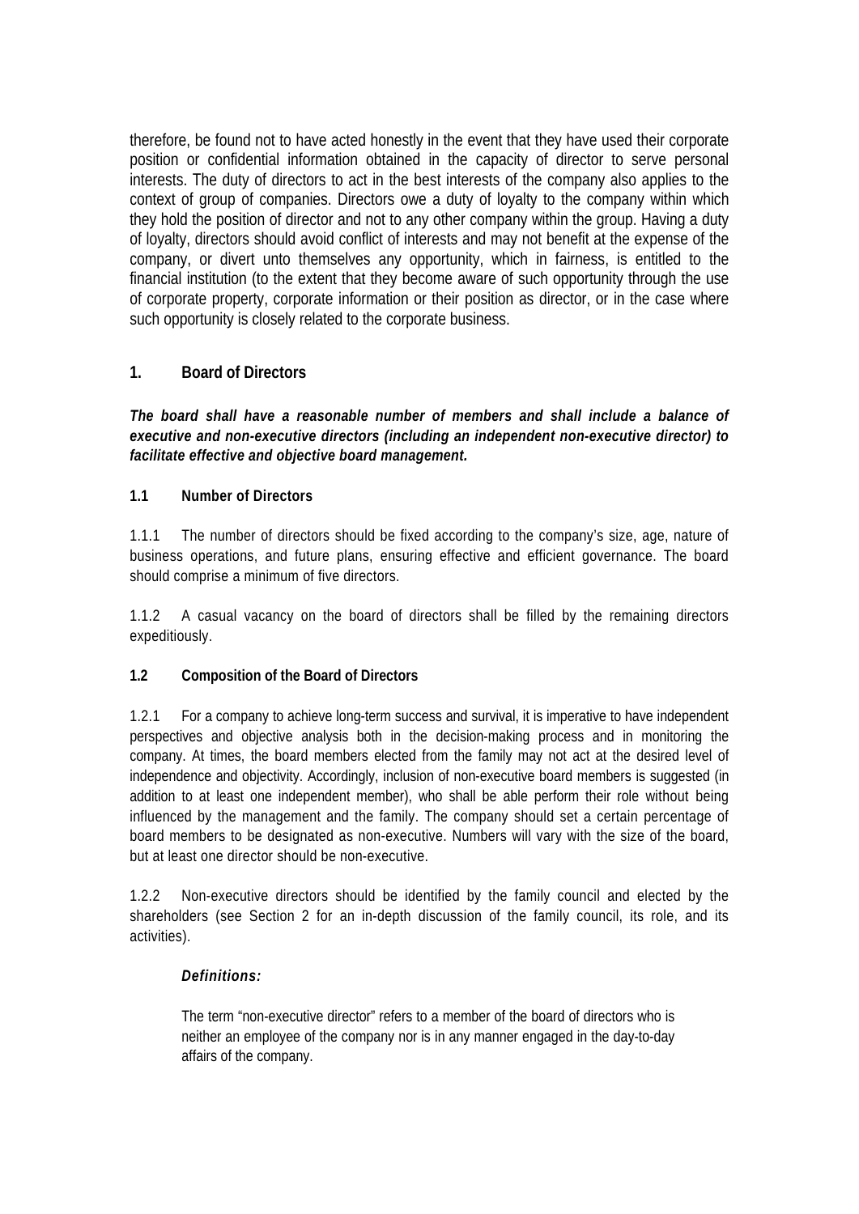therefore, be found not to have acted honestly in the event that they have used their corporate position or confidential information obtained in the capacity of director to serve personal interests. The duty of directors to act in the best interests of the company also applies to the context of group of companies. Directors owe a duty of loyalty to the company within which they hold the position of director and not to any other company within the group. Having a duty of loyalty, directors should avoid conflict of interests and may not benefit at the expense of the company, or divert unto themselves any opportunity, which in fairness, is entitled to the financial institution (to the extent that they become aware of such opportunity through the use of corporate property, corporate information or their position as director, or in the case where such opportunity is closely related to the corporate business.

## 1. Board of Directors

***The board shall have a reasonable number of members and shall include a balance of executive and non-executive directors (including an independent non-executive director) to facilitate effective and objective board management.***

### 1.1 Number of Directors

1.1.1 The number of directors should be fixed according to the company's size, age, nature of business operations, and future plans, ensuring effective and efficient governance. The board should comprise a minimum of five directors.

1.1.2 A casual vacancy on the board of directors shall be filled by the remaining directors expeditiously.

### 1.2 Composition of the Board of Directors

1.2.1 For a company to achieve long-term success and survival, it is imperative to have independent perspectives and objective analysis both in the decision-making process and in monitoring the company. At times, the board members elected from the family may not act at the desired level of independence and objectivity. Accordingly, inclusion of non-executive board members is suggested (in addition to at least one independent member), who shall be able perform their role without being influenced by the management and the family. The company should set a certain percentage of board members to be designated as non-executive. Numbers will vary with the size of the board, but at least one director should be non-executive.

1.2.2 Non-executive directors should be identified by the family council and elected by the shareholders (see Section 2 for an in-depth discussion of the family council, its role, and its activities).

***Definitions:***

The term "non-executive director" refers to a member of the board of directors who is neither an employee of the company nor is in any manner engaged in the day-to-day affairs of the company.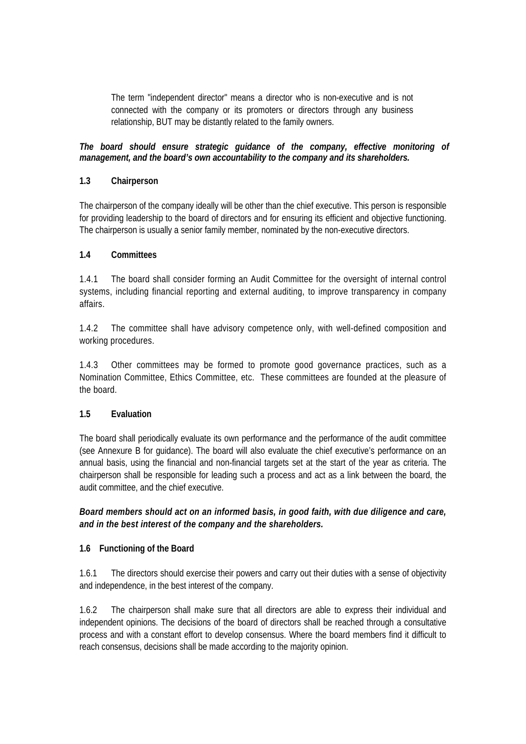The term "independent director" means a director who is non-executive and is not connected with the company or its promoters or directors through any business relationship, BUT may be distantly related to the family owners.

***The board should ensure strategic guidance of the company, effective monitoring of management, and the board's own accountability to the company and its shareholders.***

**1.3 Chairperson**

The chairperson of the company ideally will be other than the chief executive. This person is responsible for providing leadership to the board of directors and for ensuring its efficient and objective functioning. The chairperson is usually a senior family member, nominated by the non-executive directors.

**1.4 Committees**

1.4.1 The board shall consider forming an Audit Committee for the oversight of internal control systems, including financial reporting and external auditing, to improve transparency in company affairs.

1.4.2 The committee shall have advisory competence only, with well-defined composition and working procedures.

1.4.3 Other committees may be formed to promote good governance practices, such as a Nomination Committee, Ethics Committee, etc. These committees are founded at the pleasure of the board.

**1.5 Evaluation**

The board shall periodically evaluate its own performance and the performance of the audit committee (see Annexure B for guidance). The board will also evaluate the chief executive's performance on an annual basis, using the financial and non-financial targets set at the start of the year as criteria. The chairperson shall be responsible for leading such a process and act as a link between the board, the audit committee, and the chief executive.

***Board members should act on an informed basis, in good faith, with due diligence and care, and in the best interest of the company and the shareholders.***

**1.6 Functioning of the Board**

1.6.1 The directors should exercise their powers and carry out their duties with a sense of objectivity and independence, in the best interest of the company.

1.6.2 The chairperson shall make sure that all directors are able to express their individual and independent opinions. The decisions of the board of directors shall be reached through a consultative process and with a constant effort to develop consensus. Where the board members find it difficult to reach consensus, decisions shall be made according to the majority opinion.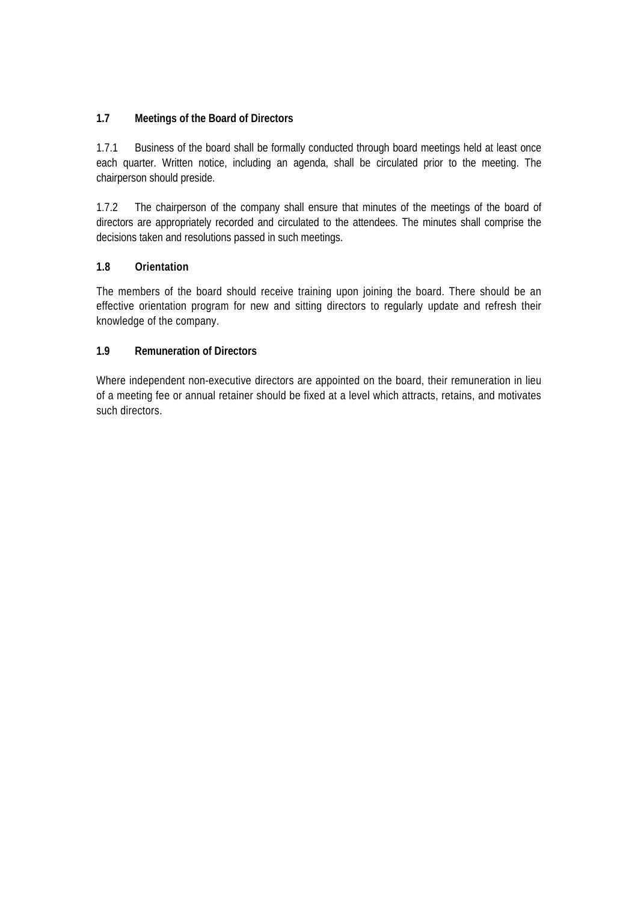### 1.7 Meetings of the Board of Directors

1.7.1 Business of the board shall be formally conducted through board meetings held at least once each quarter. Written notice, including an agenda, shall be circulated prior to the meeting. The chairperson should preside.

1.7.2 The chairperson of the company shall ensure that minutes of the meetings of the board of directors are appropriately recorded and circulated to the attendees. The minutes shall comprise the decisions taken and resolutions passed in such meetings.

### 1.8 Orientation

The members of the board should receive training upon joining the board. There should be an effective orientation program for new and sitting directors to regularly update and refresh their knowledge of the company.

### 1.9 Remuneration of Directors

Where independent non-executive directors are appointed on the board, their remuneration in lieu of a meeting fee or annual retainer should be fixed at a level which attracts, retains, and motivates such directors.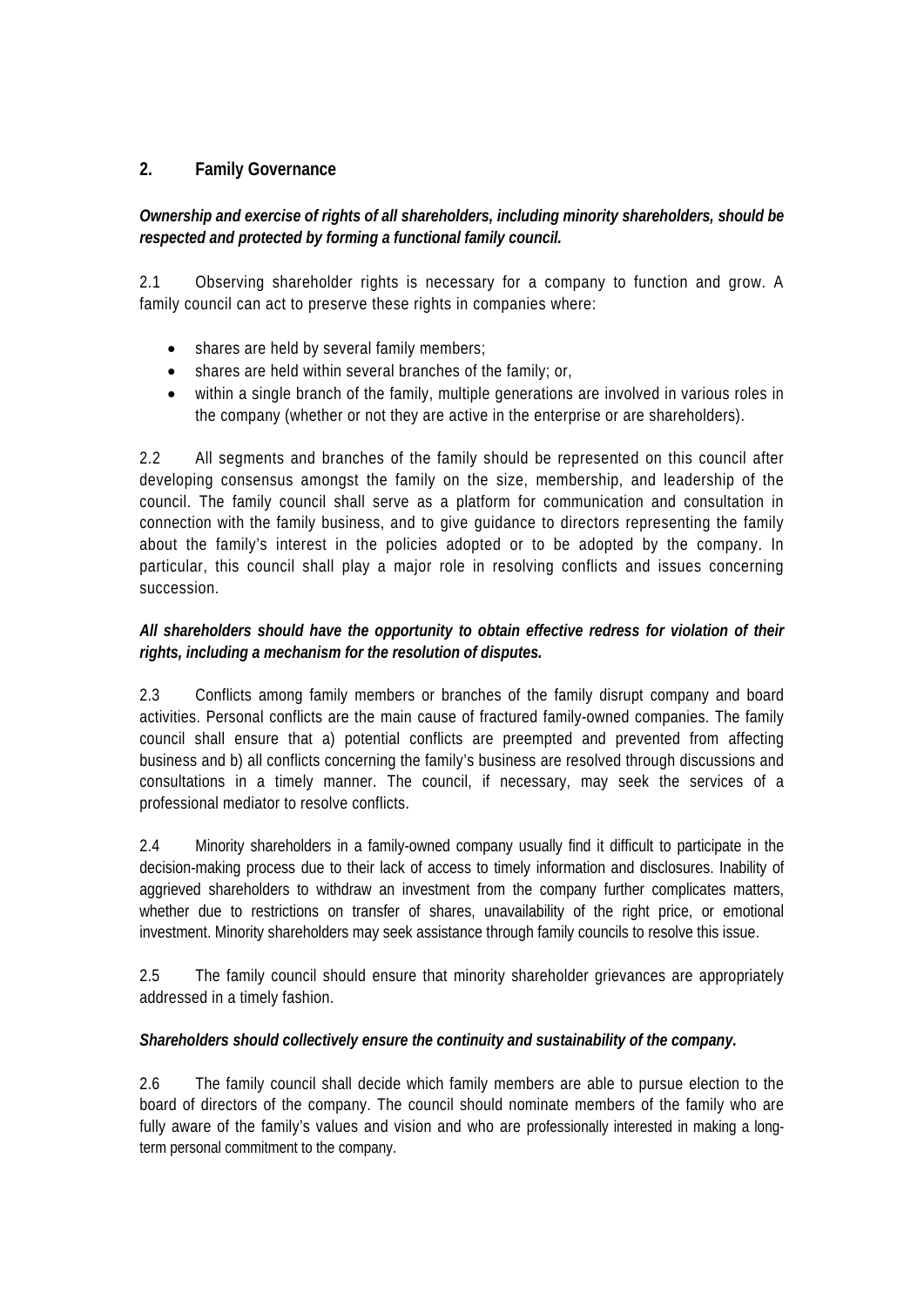## 2. Family Governance

***Ownership and exercise of rights of all shareholders, including minority shareholders, should be respected and protected by forming a functional family council.***

2.1 Observing shareholder rights is necessary for a company to function and grow. A family council can act to preserve these rights in companies where:

- shares are held by several family members;
- shares are held within several branches of the family; or,
- within a single branch of the family, multiple generations are involved in various roles in the company (whether or not they are active in the enterprise or are shareholders).

2.2 All segments and branches of the family should be represented on this council after developing consensus amongst the family on the size, membership, and leadership of the council. The family council shall serve as a platform for communication and consultation in connection with the family business, and to give guidance to directors representing the family about the family's interest in the policies adopted or to be adopted by the company. In particular, this council shall play a major role in resolving conflicts and issues concerning succession.

***All shareholders should have the opportunity to obtain effective redress for violation of their rights, including a mechanism for the resolution of disputes.***

2.3 Conflicts among family members or branches of the family disrupt company and board activities. Personal conflicts are the main cause of fractured family-owned companies. The family council shall ensure that a) potential conflicts are preempted and prevented from affecting business and b) all conflicts concerning the family's business are resolved through discussions and consultations in a timely manner. The council, if necessary, may seek the services of a professional mediator to resolve conflicts.

2.4 Minority shareholders in a family-owned company usually find it difficult to participate in the decision-making process due to their lack of access to timely information and disclosures. Inability of aggrieved shareholders to withdraw an investment from the company further complicates matters, whether due to restrictions on transfer of shares, unavailability of the right price, or emotional investment. Minority shareholders may seek assistance through family councils to resolve this issue.

2.5 The family council should ensure that minority shareholder grievances are appropriately addressed in a timely fashion.

***Shareholders should collectively ensure the continuity and sustainability of the company.***

2.6 The family council shall decide which family members are able to pursue election to the board of directors of the company. The council should nominate members of the family who are fully aware of the family's values and vision and who are professionally interested in making a long-term personal commitment to the company.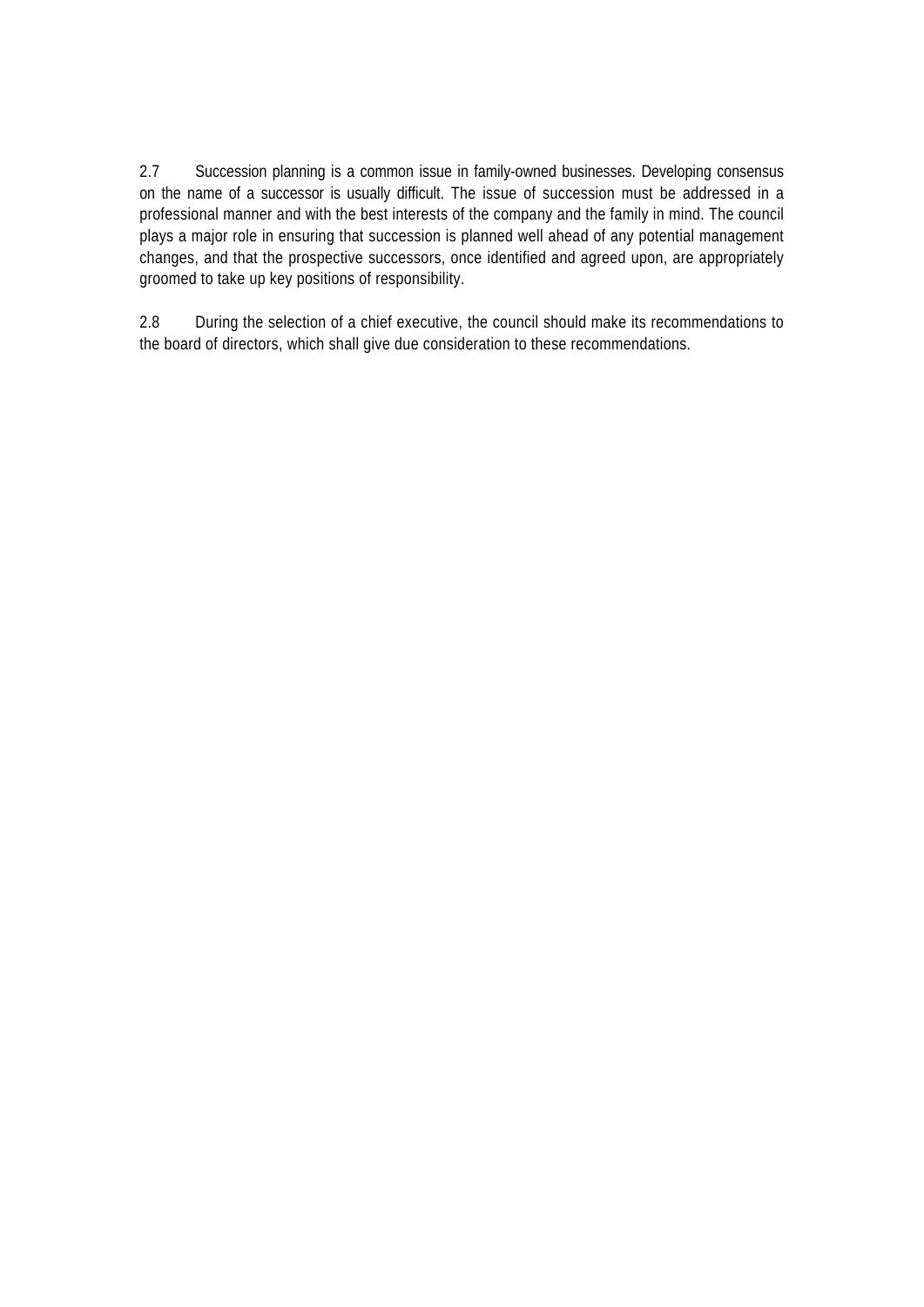2.7 Succession planning is a common issue in family-owned businesses. Developing consensus on the name of a successor is usually difficult. The issue of succession must be addressed in a professional manner and with the best interests of the company and the family in mind. The council plays a major role in ensuring that succession is planned well ahead of any potential management changes, and that the prospective successors, once identified and agreed upon, are appropriately groomed to take up key positions of responsibility.

2.8 During the selection of a chief executive, the council should make its recommendations to the board of directors, which shall give due consideration to these recommendations.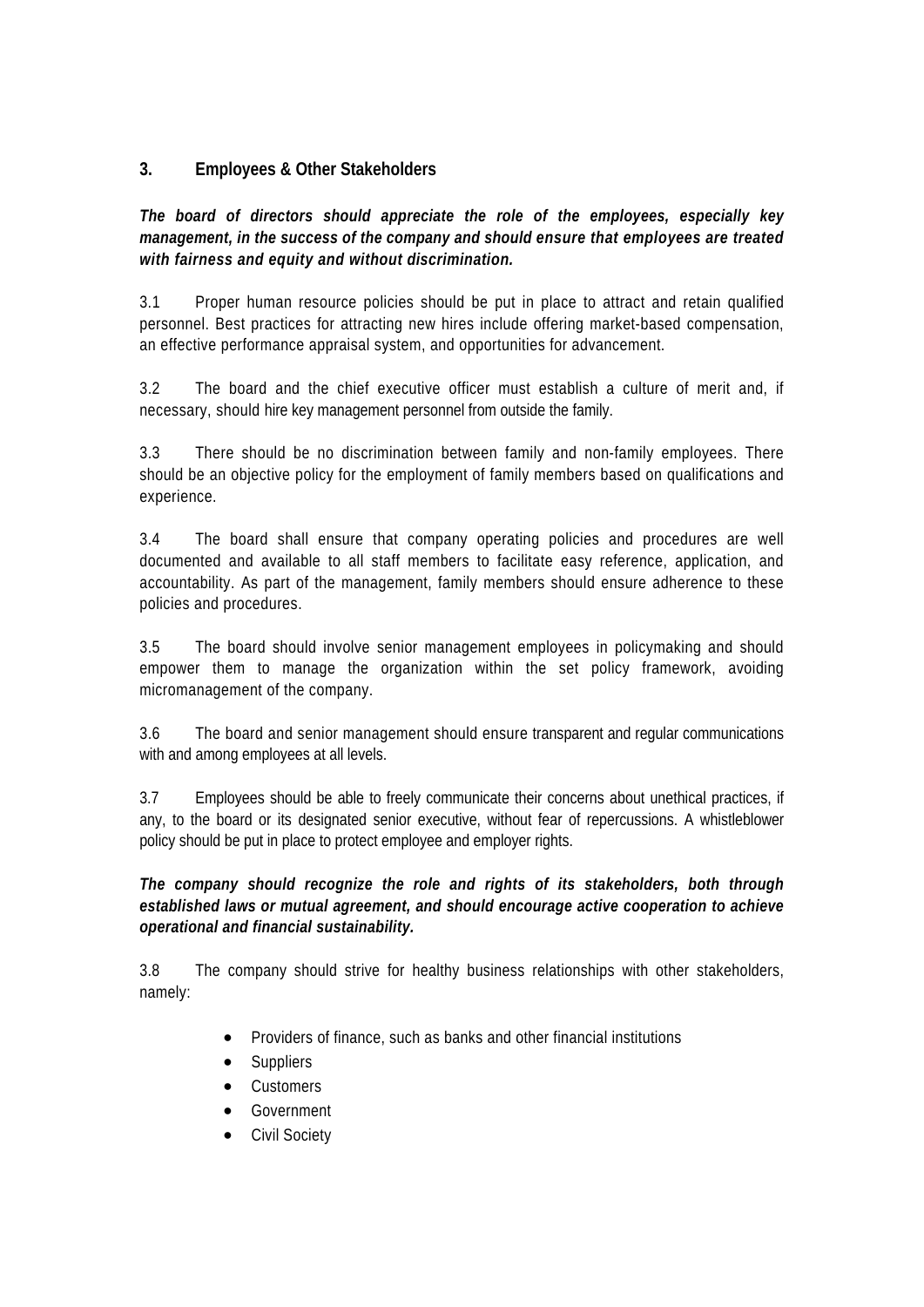## 3. Employees & Other Stakeholders

***The board of directors should appreciate the role of the employees, especially key management, in the success of the company and should ensure that employees are treated with fairness and equity and without discrimination.***

3.1 Proper human resource policies should be put in place to attract and retain qualified personnel. Best practices for attracting new hires include offering market-based compensation, an effective performance appraisal system, and opportunities for advancement.

3.2 The board and the chief executive officer must establish a culture of merit and, if necessary, should hire key management personnel from outside the family.

3.3 There should be no discrimination between family and non-family employees. There should be an objective policy for the employment of family members based on qualifications and experience.

3.4 The board shall ensure that company operating policies and procedures are well documented and available to all staff members to facilitate easy reference, application, and accountability. As part of the management, family members should ensure adherence to these policies and procedures.

3.5 The board should involve senior management employees in policymaking and should empower them to manage the organization within the set policy framework, avoiding micromanagement of the company.

3.6 The board and senior management should ensure transparent and regular communications with and among employees at all levels.

3.7 Employees should be able to freely communicate their concerns about unethical practices, if any, to the board or its designated senior executive, without fear of repercussions. A whistleblower policy should be put in place to protect employee and employer rights.

***The company should recognize the role and rights of its stakeholders, both through established laws or mutual agreement, and should encourage active cooperation to achieve operational and financial sustainability.***

3.8 The company should strive for healthy business relationships with other stakeholders, namely:

- Providers of finance, such as banks and other financial institutions
- Suppliers
- Customers
- Government
- Civil Society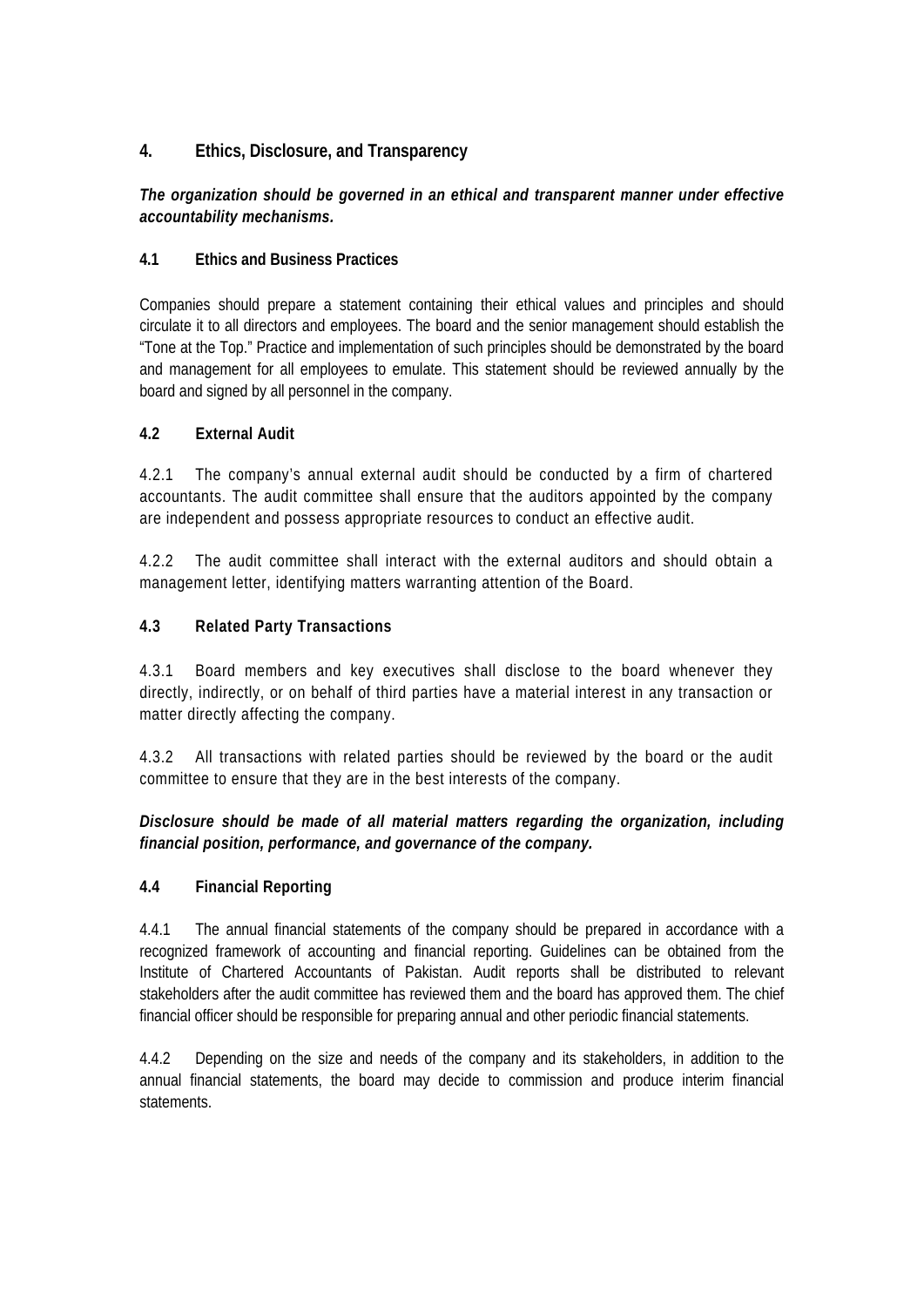## 4. Ethics, Disclosure, and Transparency

***The organization should be governed in an ethical and transparent manner under effective accountability mechanisms.***

### 4.1 Ethics and Business Practices

Companies should prepare a statement containing their ethical values and principles and should circulate it to all directors and employees. The board and the senior management should establish the "Tone at the Top." Practice and implementation of such principles should be demonstrated by the board and management for all employees to emulate. This statement should be reviewed annually by the board and signed by all personnel in the company.

### 4.2 External Audit

4.2.1 The company's annual external audit should be conducted by a firm of chartered accountants. The audit committee shall ensure that the auditors appointed by the company are independent and possess appropriate resources to conduct an effective audit.

4.2.2 The audit committee shall interact with the external auditors and should obtain a management letter, identifying matters warranting attention of the Board.

### 4.3 Related Party Transactions

4.3.1 Board members and key executives shall disclose to the board whenever they directly, indirectly, or on behalf of third parties have a material interest in any transaction or matter directly affecting the company.

4.3.2 All transactions with related parties should be reviewed by the board or the audit committee to ensure that they are in the best interests of the company.

***Disclosure should be made of all material matters regarding the organization, including financial position, performance, and governance of the company.***

### 4.4 Financial Reporting

4.4.1 The annual financial statements of the company should be prepared in accordance with a recognized framework of accounting and financial reporting. Guidelines can be obtained from the Institute of Chartered Accountants of Pakistan. Audit reports shall be distributed to relevant stakeholders after the audit committee has reviewed them and the board has approved them. The chief financial officer should be responsible for preparing annual and other periodic financial statements.

4.4.2 Depending on the size and needs of the company and its stakeholders, in addition to the annual financial statements, the board may decide to commission and produce interim financial statements.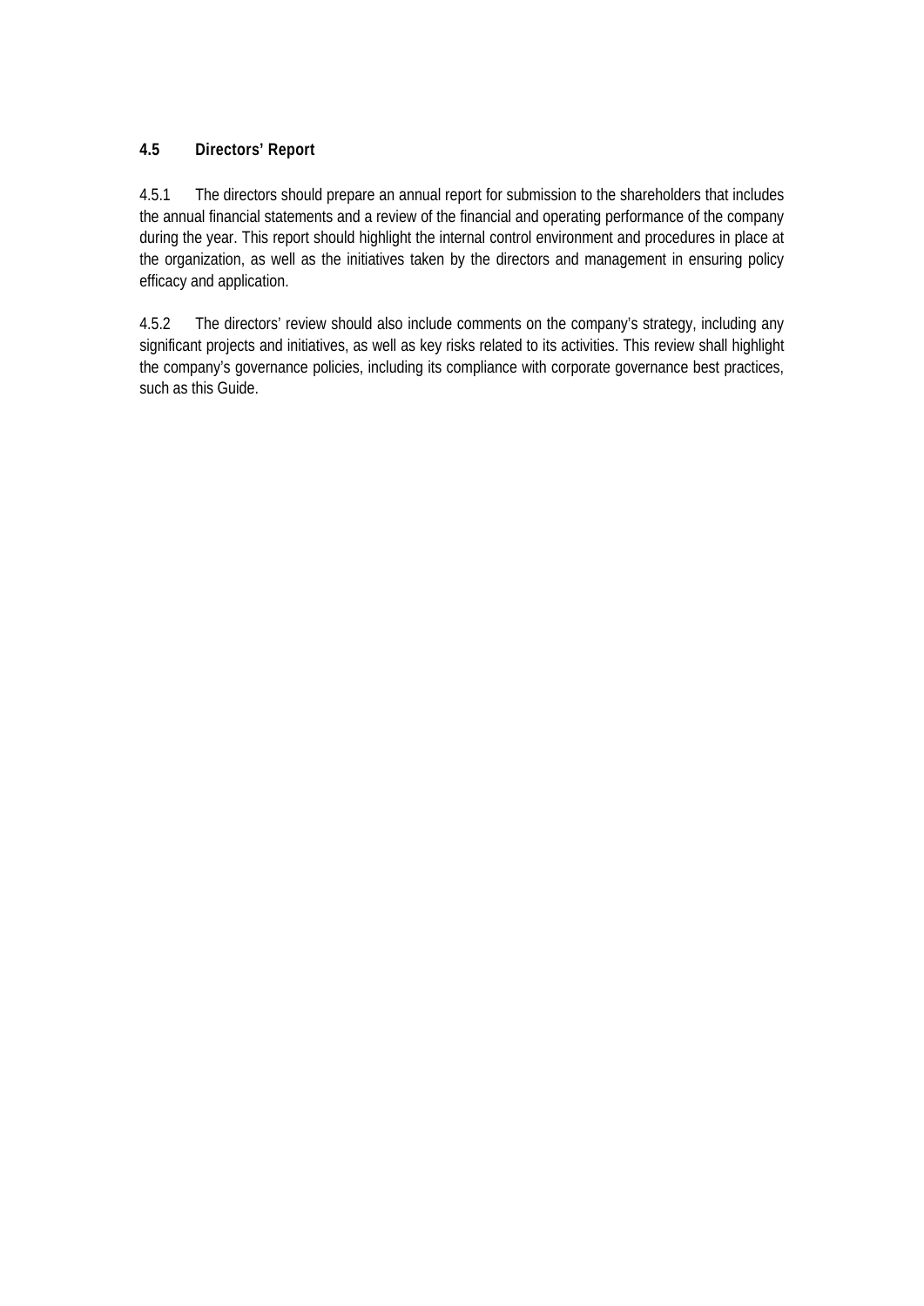### 4.5 Directors' Report

4.5.1 The directors should prepare an annual report for submission to the shareholders that includes the annual financial statements and a review of the financial and operating performance of the company during the year. This report should highlight the internal control environment and procedures in place at the organization, as well as the initiatives taken by the directors and management in ensuring policy efficacy and application.

4.5.2 The directors' review should also include comments on the company's strategy, including any significant projects and initiatives, as well as key risks related to its activities. This review shall highlight the company's governance policies, including its compliance with corporate governance best practices, such as this Guide.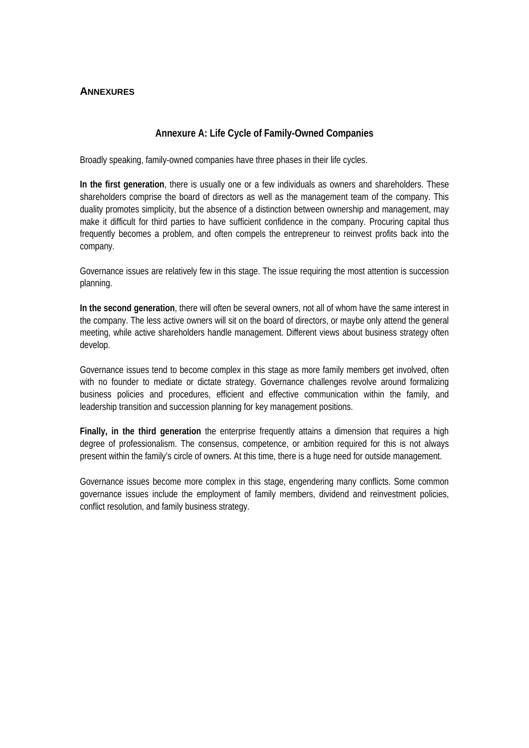## ANNEXURES

### Annexure A: Life Cycle of Family-Owned Companies

Broadly speaking, family-owned companies have three phases in their life cycles.

**In the first generation**, there is usually one or a few individuals as owners and shareholders. These shareholders comprise the board of directors as well as the management team of the company. This duality promotes simplicity, but the absence of a distinction between ownership and management, may make it difficult for third parties to have sufficient confidence in the company. Procuring capital thus frequently becomes a problem, and often compels the entrepreneur to reinvest profits back into the company.

Governance issues are relatively few in this stage. The issue requiring the most attention is succession planning.

**In the second generation**, there will often be several owners, not all of whom have the same interest in the company. The less active owners will sit on the board of directors, or maybe only attend the general meeting, while active shareholders handle management. Different views about business strategy often develop.

Governance issues tend to become complex in this stage as more family members get involved, often with no founder to mediate or dictate strategy. Governance challenges revolve around formalizing business policies and procedures, efficient and effective communication within the family, and leadership transition and succession planning for key management positions.

**Finally, in the third generation** the enterprise frequently attains a dimension that requires a high degree of professionalism. The consensus, competence, or ambition required for this is not always present within the family's circle of owners. At this time, there is a huge need for outside management.

Governance issues become more complex in this stage, engendering many conflicts. Some common governance issues include the employment of family members, dividend and reinvestment policies, conflict resolution, and family business strategy.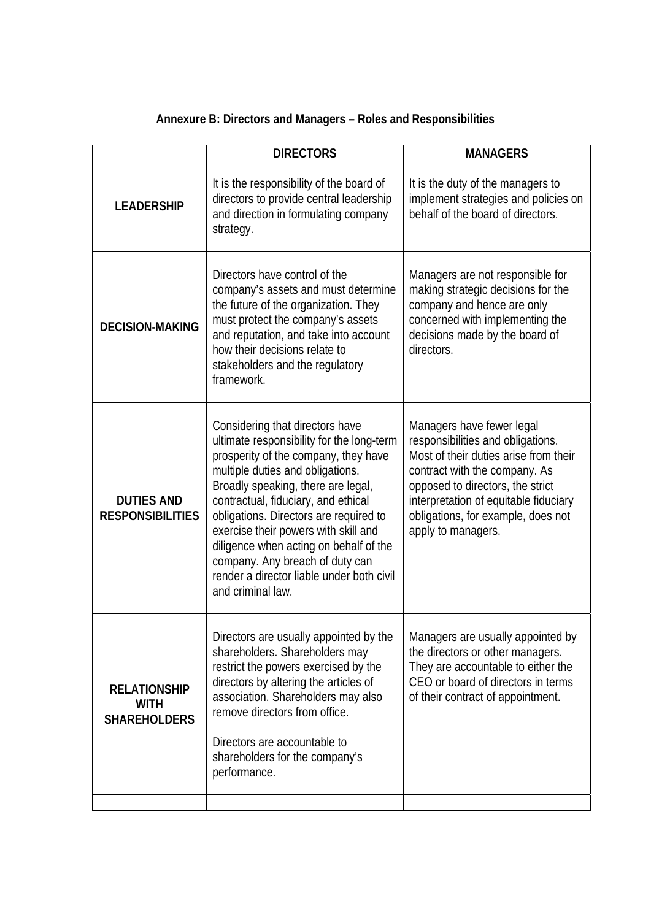# Annexure B: Directors and Managers – Roles and Responsibilities

| | DIRECTORS | MANAGERS |
|---|---|---|
| **LEADERSHIP** | It is the responsibility of the board of directors to provide central leadership and direction in formulating company strategy. | It is the duty of the managers to implement strategies and policies on behalf of the board of directors. |
| **DECISION-MAKING** | Directors have control of the company's assets and must determine the future of the organization. They must protect the company's assets and reputation, and take into account how their decisions relate to stakeholders and the regulatory framework. | Managers are not responsible for making strategic decisions for the company and hence are only concerned with implementing the decisions made by the board of directors. |
| **DUTIES AND RESPONSIBILITIES** | Considering that directors have ultimate responsibility for the long-term prosperity of the company, they have multiple duties and obligations. Broadly speaking, there are legal, contractual, fiduciary, and ethical obligations. Directors are required to exercise their powers with skill and diligence when acting on behalf of the company. Any breach of duty can render a director liable under both civil and criminal law. | Managers have fewer legal responsibilities and obligations. Most of their duties arise from their contract with the company. As opposed to directors, the strict interpretation of equitable fiduciary obligations, for example, does not apply to managers. |
| **RELATIONSHIP WITH SHAREHOLDERS** | Directors are usually appointed by the shareholders. Shareholders may restrict the powers exercised by the directors by altering the articles of association. Shareholders may also remove directors from office.<br><br>Directors are accountable to shareholders for the company's performance. | Managers are usually appointed by the directors or other managers. They are accountable to either the CEO or board of directors in terms of their contract of appointment. |
| | | |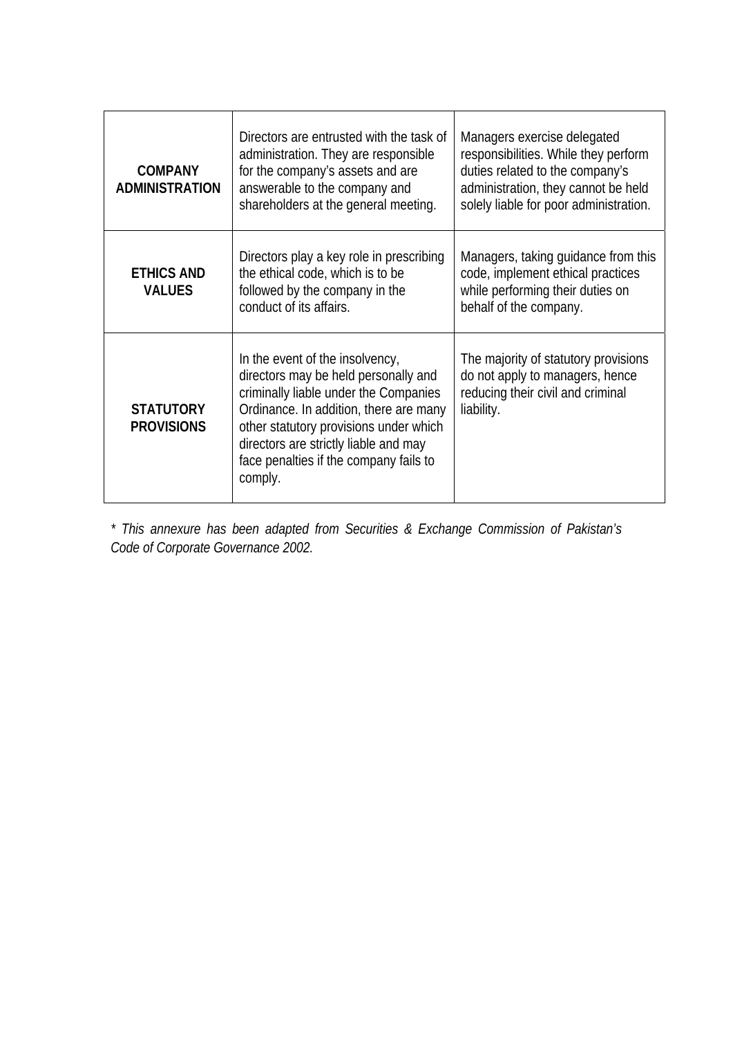| | | |
|---|---|---|
| **COMPANY ADMINISTRATION** | Directors are entrusted with the task of administration. They are responsible for the company's assets and are answerable to the company and shareholders at the general meeting. | Managers exercise delegated responsibilities. While they perform duties related to the company's administration, they cannot be held solely liable for poor administration. |
| **ETHICS AND VALUES** | Directors play a key role in prescribing the ethical code, which is to be followed by the company in the conduct of its affairs. | Managers, taking guidance from this code, implement ethical practices while performing their duties on behalf of the company. |
| **STATUTORY PROVISIONS** | In the event of the insolvency, directors may be held personally and criminally liable under the Companies Ordinance. In addition, there are many other statutory provisions under which directors are strictly liable and may face penalties if the company fails to comply. | The majority of statutory provisions do not apply to managers, hence reducing their civil and criminal liability. |

*\* This annexure has been adapted from Securities & Exchange Commission of Pakistan's Code of Corporate Governance 2002.*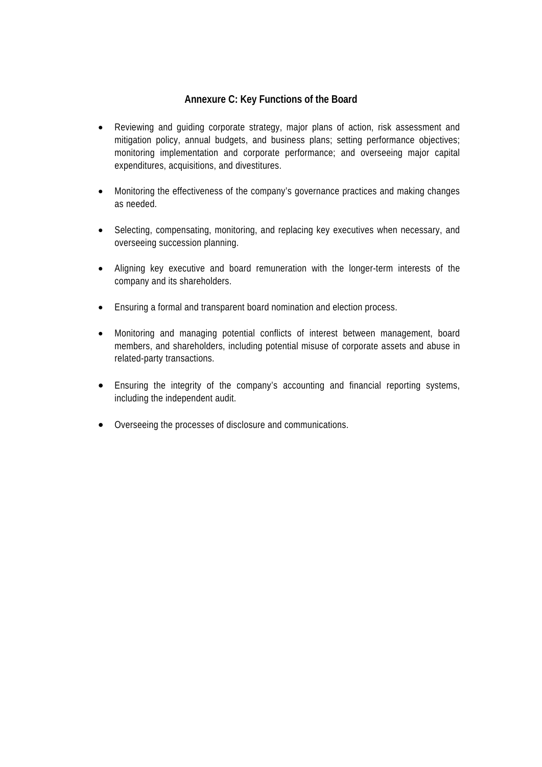## Annexure C: Key Functions of the Board

- Reviewing and guiding corporate strategy, major plans of action, risk assessment and mitigation policy, annual budgets, and business plans; setting performance objectives; monitoring implementation and corporate performance; and overseeing major capital expenditures, acquisitions, and divestitures.

- Monitoring the effectiveness of the company's governance practices and making changes as needed.

- Selecting, compensating, monitoring, and replacing key executives when necessary, and overseeing succession planning.

- Aligning key executive and board remuneration with the longer-term interests of the company and its shareholders.

- Ensuring a formal and transparent board nomination and election process.

- Monitoring and managing potential conflicts of interest between management, board members, and shareholders, including potential misuse of corporate assets and abuse in related-party transactions.

- Ensuring the integrity of the company's accounting and financial reporting systems, including the independent audit.

- Overseeing the processes of disclosure and communications.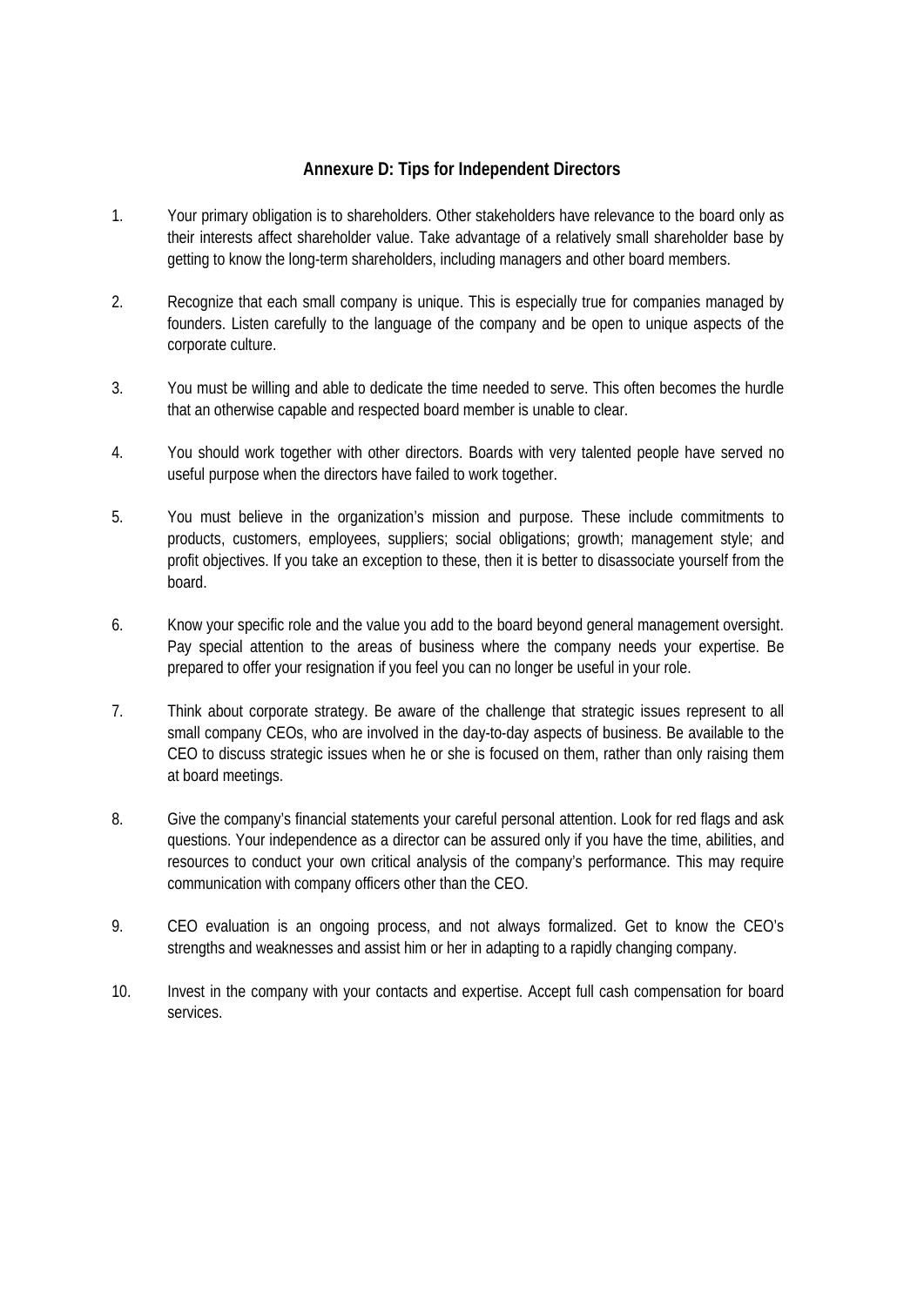## Annexure D: Tips for Independent Directors

1. Your primary obligation is to shareholders. Other stakeholders have relevance to the board only as their interests affect shareholder value. Take advantage of a relatively small shareholder base by getting to know the long-term shareholders, including managers and other board members.

2. Recognize that each small company is unique. This is especially true for companies managed by founders. Listen carefully to the language of the company and be open to unique aspects of the corporate culture.

3. You must be willing and able to dedicate the time needed to serve. This often becomes the hurdle that an otherwise capable and respected board member is unable to clear.

4. You should work together with other directors. Boards with very talented people have served no useful purpose when the directors have failed to work together.

5. You must believe in the organization's mission and purpose. These include commitments to products, customers, employees, suppliers; social obligations; growth; management style; and profit objectives. If you take an exception to these, then it is better to disassociate yourself from the board.

6. Know your specific role and the value you add to the board beyond general management oversight. Pay special attention to the areas of business where the company needs your expertise. Be prepared to offer your resignation if you feel you can no longer be useful in your role.

7. Think about corporate strategy. Be aware of the challenge that strategic issues represent to all small company CEOs, who are involved in the day-to-day aspects of business. Be available to the CEO to discuss strategic issues when he or she is focused on them, rather than only raising them at board meetings.

8. Give the company's financial statements your careful personal attention. Look for red flags and ask questions. Your independence as a director can be assured only if you have the time, abilities, and resources to conduct your own critical analysis of the company's performance. This may require communication with company officers other than the CEO.

9. CEO evaluation is an ongoing process, and not always formalized. Get to know the CEO's strengths and weaknesses and assist him or her in adapting to a rapidly changing company.

10. Invest in the company with your contacts and expertise. Accept full cash compensation for board services.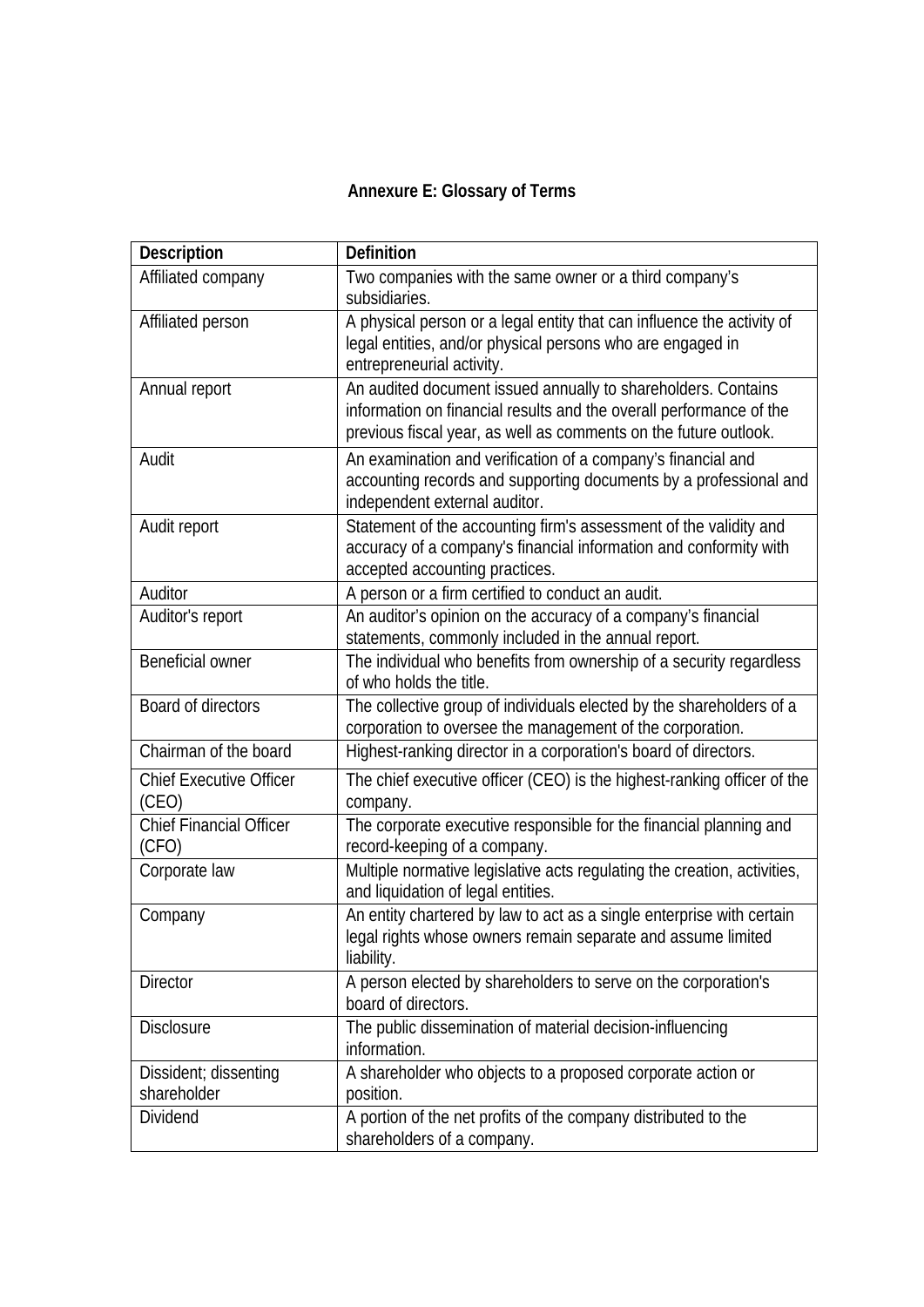## Annexure E: Glossary of Terms

| Description | Definition |
|---|---|
| Affiliated company | Two companies with the same owner or a third company's subsidiaries. |
| Affiliated person | A physical person or a legal entity that can influence the activity of legal entities, and/or physical persons who are engaged in entrepreneurial activity. |
| Annual report | An audited document issued annually to shareholders. Contains information on financial results and the overall performance of the previous fiscal year, as well as comments on the future outlook. |
| Audit | An examination and verification of a company's financial and accounting records and supporting documents by a professional and independent external auditor. |
| Audit report | Statement of the accounting firm's assessment of the validity and accuracy of a company's financial information and conformity with accepted accounting practices. |
| Auditor | A person or a firm certified to conduct an audit. |
| Auditor's report | An auditor's opinion on the accuracy of a company's financial statements, commonly included in the annual report. |
| Beneficial owner | The individual who benefits from ownership of a security regardless of who holds the title. |
| Board of directors | The collective group of individuals elected by the shareholders of a corporation to oversee the management of the corporation. |
| Chairman of the board | Highest-ranking director in a corporation's board of directors. |
| Chief Executive Officer (CEO) | The chief executive officer (CEO) is the highest-ranking officer of the company. |
| Chief Financial Officer (CFO) | The corporate executive responsible for the financial planning and record-keeping of a company. |
| Corporate law | Multiple normative legislative acts regulating the creation, activities, and liquidation of legal entities. |
| Company | An entity chartered by law to act as a single enterprise with certain legal rights whose owners remain separate and assume limited liability. |
| Director | A person elected by shareholders to serve on the corporation's board of directors. |
| Disclosure | The public dissemination of material decision-influencing information. |
| Dissident; dissenting shareholder | A shareholder who objects to a proposed corporate action or position. |
| Dividend | A portion of the net profits of the company distributed to the shareholders of a company. |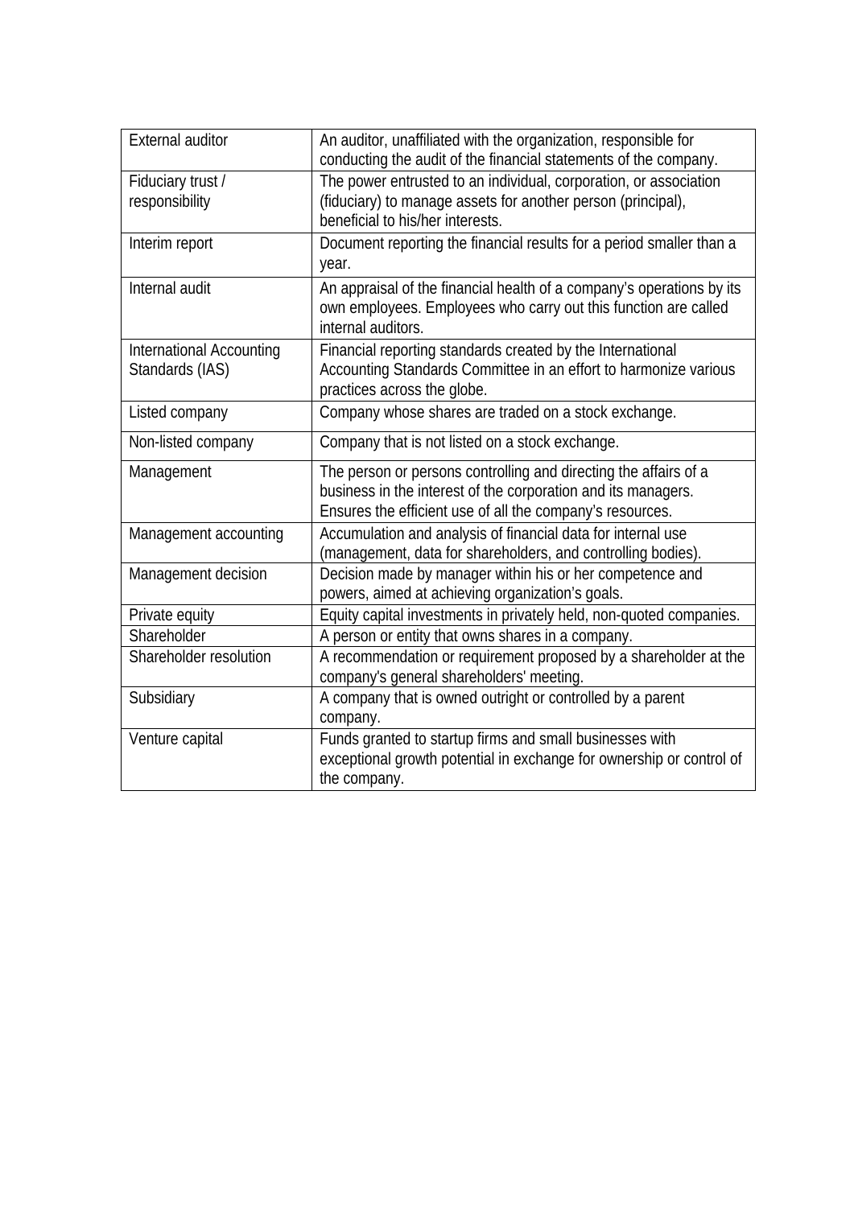| | |
|---|---|
| External auditor | An auditor, unaffiliated with the organization, responsible for conducting the audit of the financial statements of the company. |
| Fiduciary trust / responsibility | The power entrusted to an individual, corporation, or association (fiduciary) to manage assets for another person (principal), beneficial to his/her interests. |
| Interim report | Document reporting the financial results for a period smaller than a year. |
| Internal audit | An appraisal of the financial health of a company's operations by its own employees. Employees who carry out this function are called internal auditors. |
| International Accounting Standards (IAS) | Financial reporting standards created by the International Accounting Standards Committee in an effort to harmonize various practices across the globe. |
| Listed company | Company whose shares are traded on a stock exchange. |
| Non-listed company | Company that is not listed on a stock exchange. |
| Management | The person or persons controlling and directing the affairs of a business in the interest of the corporation and its managers. Ensures the efficient use of all the company's resources. |
| Management accounting | Accumulation and analysis of financial data for internal use (management, data for shareholders, and controlling bodies). |
| Management decision | Decision made by manager within his or her competence and powers, aimed at achieving organization's goals. |
| Private equity | Equity capital investments in privately held, non-quoted companies. |
| Shareholder | A person or entity that owns shares in a company. |
| Shareholder resolution | A recommendation or requirement proposed by a shareholder at the company's general shareholders' meeting. |
| Subsidiary | A company that is owned outright or controlled by a parent company. |
| Venture capital | Funds granted to startup firms and small businesses with exceptional growth potential in exchange for ownership or control of the company. |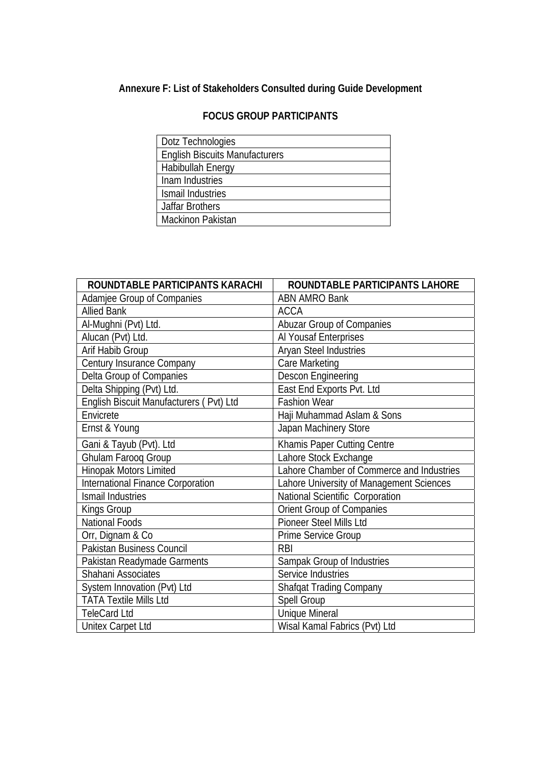# Annexure F: List of Stakeholders Consulted during Guide Development

## FOCUS GROUP PARTICIPANTS

| |
|---|
| Dotz Technologies |
| English Biscuits Manufacturers |
| Habibullah Energy |
| Inam Industries |
| Ismail Industries |
| Jaffar Brothers |
| Mackinon Pakistan |

| ROUNDTABLE PARTICIPANTS KARACHI | ROUNDTABLE PARTICIPANTS LAHORE |
|---|---|
| Adamjee Group of Companies | ABN AMRO Bank |
| Allied Bank | ACCA |
| Al-Mughni (Pvt) Ltd. | Abuzar Group of Companies |
| Alucan (Pvt) Ltd. | Al Yousaf Enterprises |
| Arif Habib Group | Aryan Steel Industries |
| Century Insurance Company | Care Marketing |
| Delta Group of Companies | Descon Engineering |
| Delta Shipping (Pvt) Ltd. | East End Exports Pvt. Ltd |
| English Biscuit Manufacturers ( Pvt) Ltd | Fashion Wear |
| Envicrete | Haji Muhammad Aslam & Sons |
| Ernst & Young | Japan Machinery Store |
| Gani & Tayub (Pvt). Ltd | Khamis Paper Cutting Centre |
| Ghulam Farooq Group | Lahore Stock Exchange |
| Hinopak Motors Limited | Lahore Chamber of Commerce and Industries |
| International Finance Corporation | Lahore University of Management Sciences |
| Ismail Industries | National Scientific Corporation |
| Kings Group | Orient Group of Companies |
| National Foods | Pioneer Steel Mills Ltd |
| Orr, Dignam & Co | Prime Service Group |
| Pakistan Business Council | RBI |
| Pakistan Readymade Garments | Sampak Group of Industries |
| Shahani Associates | Service Industries |
| System Innovation (Pvt) Ltd | Shafqat Trading Company |
| TATA Textile Mills Ltd | Spell Group |
| TeleCard Ltd | Unique Mineral |
| Unitex Carpet Ltd | Wisal Kamal Fabrics (Pvt) Ltd |